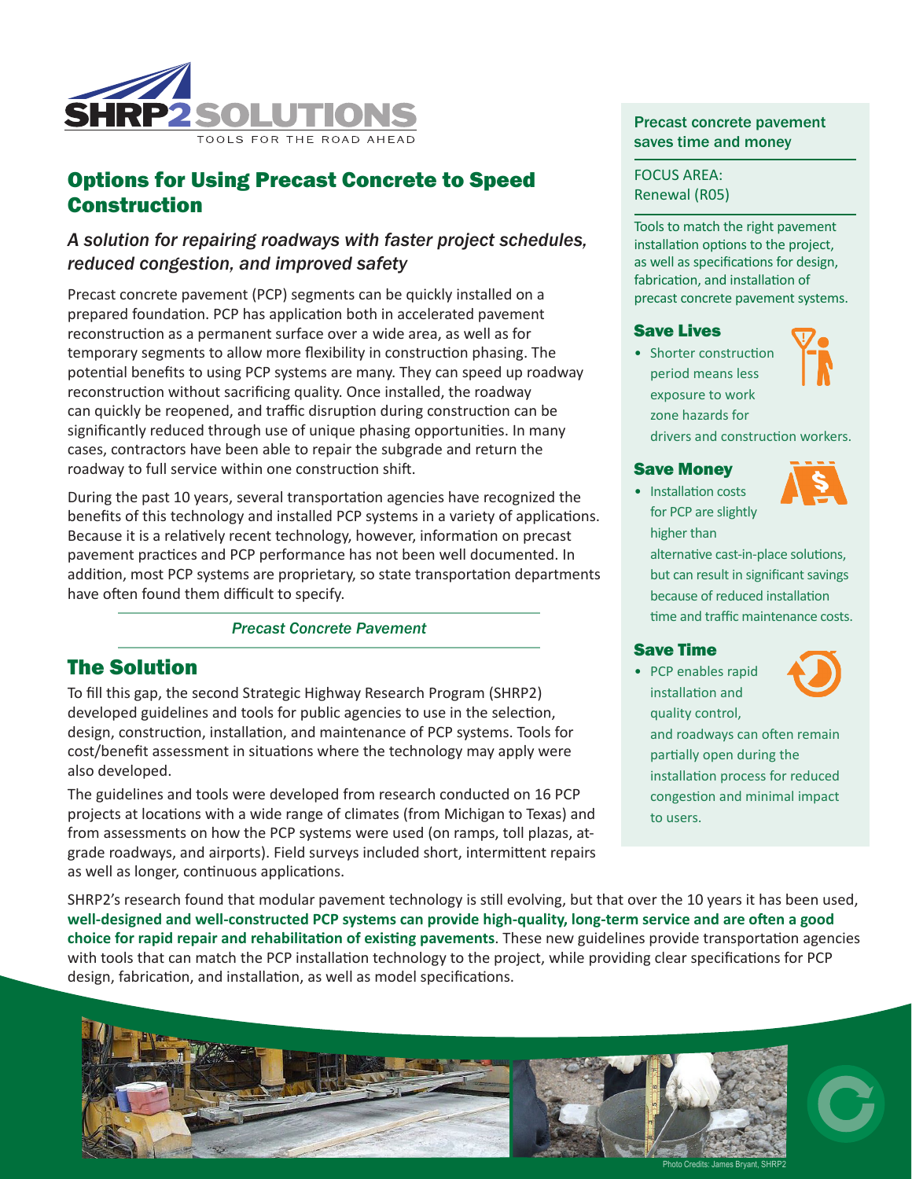# Options for Using Precast Concrete to Speed Construction

### *A solution for repairing roadways with faster project schedules, reduced congestion, and improved safety*

Precast concrete pavement (PCP) segments can be quickly installed on a prepared foundation. PCP has application both in accelerated pavement reconstruction as a permanent surface over a wide area, as well as for temporary segments to allow more flexibility in construction phasing. The potential benefits to using PCP systems are many. They can speed up roadway reconstruction without sacrificing quality. Once installed, the roadway can quickly be reopened, and traffic disruption during construction can be significantly reduced through use of unique phasing opportunities. In many cases, contractors have been able to repair the subgrade and return the roadway to full service within one construction shift.

During the past 10 years, several transportation agencies have recognized the benefits of this technology and installed PCP systems in a variety of applications. Because it is a relatively recent technology, however, information on precast pavement practices and PCP performance has not been well documented. In addition, most PCP systems are proprietary, so state transportation departments have often found them difficult to specify.

*Precast Concrete Pavement*

## The Solution

To fill this gap, the second Strategic Highway Research Program (SHRP2) developed guidelines and tools for public agencies to use in the selection, design, construction, installation, and maintenance of PCP systems. Tools for cost/benefit assessment in situations where the technology may apply were also developed.

The guidelines and tools were developed from research conducted on 16 PCP projects at locations with a wide range of climates (from Michigan to Texas) and from assessments on how the PCP systems were used (on ramps, toll plazas, at-grade roadways, and airports). Field surveys included short, intermittent repairs as well as longer, continuous applications.

**Precast concrete pavement saves time and money**

FOCUS AREA:
Renewal (R05)

Tools to match the right pavement installation options to the project, as well as specifications for design, fabrication, and installation of precast concrete pavement systems.

### Save Lives

- Shorter construction period means less exposure to work zone hazards for drivers and construction workers.

### Save Money

- Installation costs for PCP are slightly higher than alternative cast-in-place solutions, but can result in significant savings because of reduced installation time and traffic maintenance costs.

### Save Time

- PCP enables rapid installation and quality control, and roadways can often remain partially open during the installation process for reduced congestion and minimal impact to users.

SHRP2's research found that modular pavement technology is still evolving, but that over the 10 years it has been used, **well-designed and well-constructed PCP systems can provide high-quality, long-term service and are often a good choice for rapid repair and rehabilitation of existing pavements**. These new guidelines provide transportation agencies with tools that can match the PCP installation technology to the project, while providing clear specifications for PCP design, fabrication, and installation, as well as model specifications.

Photo Credits: James Bryant, SHRP2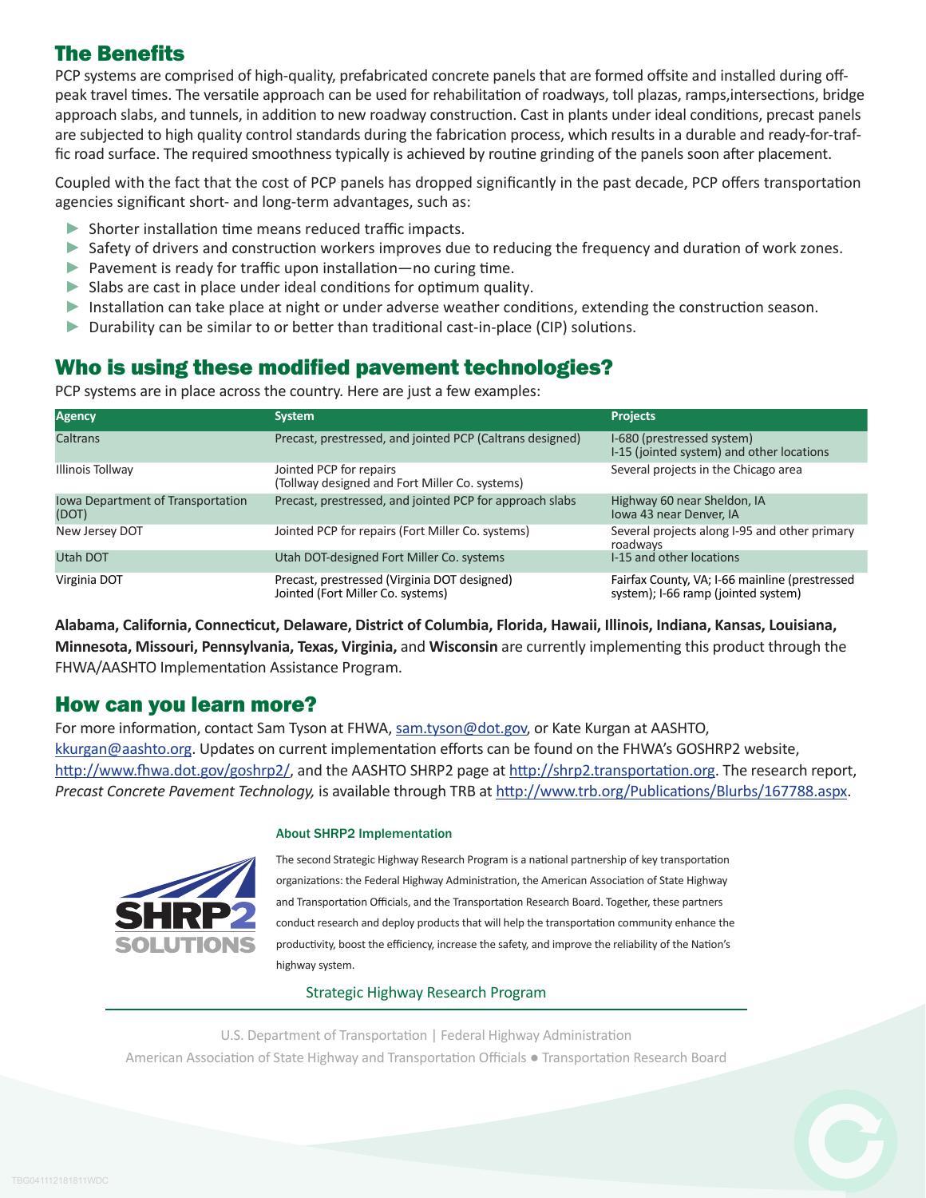## The Benefits

PCP systems are comprised of high-quality, prefabricated concrete panels that are formed offsite and installed during off-peak travel times. The versatile approach can be used for rehabilitation of roadways, toll plazas, ramps,intersections, bridge approach slabs, and tunnels, in addition to new roadway construction. Cast in plants under ideal conditions, precast panels are subjected to high quality control standards during the fabrication process, which results in a durable and ready-for-traffic road surface. The required smoothness typically is achieved by routine grinding of the panels soon after placement.

Coupled with the fact that the cost of PCP panels has dropped significantly in the past decade, PCP offers transportation agencies significant short- and long-term advantages, such as:

- Shorter installation time means reduced traffic impacts.
- Safety of drivers and construction workers improves due to reducing the frequency and duration of work zones.
- Pavement is ready for traffic upon installation—no curing time.
- Slabs are cast in place under ideal conditions for optimum quality.
- Installation can take place at night or under adverse weather conditions, extending the construction season.
- Durability can be similar to or better than traditional cast-in-place (CIP) solutions.

## Who is using these modified pavement technologies?

PCP systems are in place across the country. Here are just a few examples:

| Agency | System | Projects |
|---|---|---|
| Caltrans | Precast, prestressed, and jointed PCP (Caltrans designed) | I-680 (prestressed system)<br>I-15 (jointed system) and other locations |
| Illinois Tollway | Jointed PCP for repairs<br>(Tollway designed and Fort Miller Co. systems) | Several projects in the Chicago area |
| Iowa Department of Transportation (DOT) | Precast, prestressed, and jointed PCP for approach slabs | Highway 60 near Sheldon, IA<br>Iowa 43 near Denver, IA |
| New Jersey DOT | Jointed PCP for repairs (Fort Miller Co. systems) | Several projects along I-95 and other primary roadways |
| Utah DOT | Utah DOT-designed Fort Miller Co. systems | I-15 and other locations |
| Virginia DOT | Precast, prestressed (Virginia DOT designed)<br>Jointed (Fort Miller Co. systems) | Fairfax County, VA; I-66 mainline (prestressed system); I-66 ramp (jointed system) |

**Alabama, California, Connecticut, Delaware, District of Columbia, Florida, Hawaii, Illinois, Indiana, Kansas, Louisiana, Minnesota, Missouri, Pennsylvania, Texas, Virginia,** and **Wisconsin** are currently implementing this product through the FHWA/AASHTO Implementation Assistance Program.

## How can you learn more?

For more information, contact Sam Tyson at FHWA, sam.tyson@dot.gov, or Kate Kurgan at AASHTO, kkurgan@aashto.org. Updates on current implementation efforts can be found on the FHWA's GOSHRP2 website, http://www.fhwa.dot.gov/goshrp2/, and the AASHTO SHRP2 page at http://shrp2.transportation.org. The research report, *Precast Concrete Pavement Technology,* is available through TRB at http://www.trb.org/Publications/Blurbs/167788.aspx.

### About SHRP2 Implementation

The second Strategic Highway Research Program is a national partnership of key transportation organizations: the Federal Highway Administration, the American Association of State Highway and Transportation Officials, and the Transportation Research Board. Together, these partners conduct research and deploy products that will help the transportation community enhance the productivity, boost the efficiency, increase the safety, and improve the reliability of the Nation's highway system.

Strategic Highway Research Program

U.S. Department of Transportation | Federal Highway Administration

American Association of State Highway and Transportation Officials ● Transportation Research Board

TBG041112181811WDC